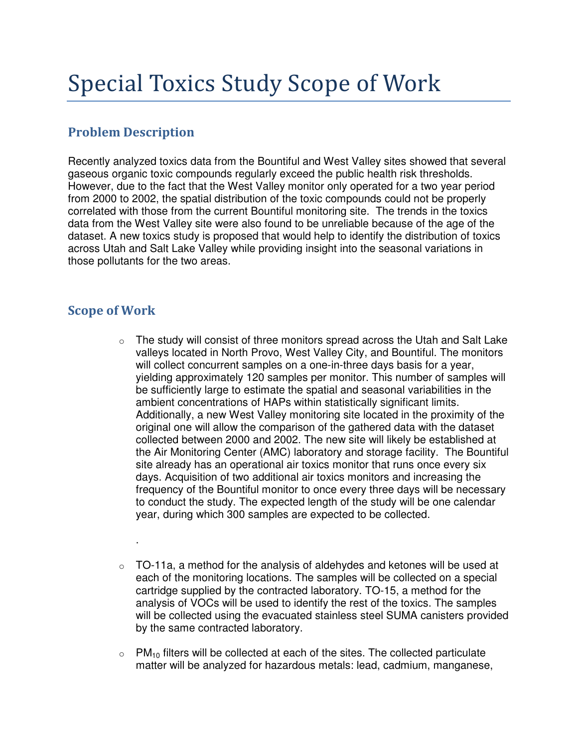# Special Toxics Study Scope of Work

## Problem Description

Recently analyzed toxics data from the Bountiful and West Valley sites showed that several gaseous organic toxic compounds regularly exceed the public health risk thresholds. However, due to the fact that the West Valley monitor only operated for a two year period from 2000 to 2002, the spatial distribution of the toxic compounds could not be properly correlated with those from the current Bountiful monitoring site. The trends in the toxics data from the West Valley site were also found to be unreliable because of the age of the dataset. A new toxics study is proposed that would help to identify the distribution of toxics across Utah and Salt Lake Valley while providing insight into the seasonal variations in those pollutants for the two areas.

## Scope of Work

- The study will consist of three monitors spread across the Utah and Salt Lake valleys located in North Provo, West Valley City, and Bountiful. The monitors will collect concurrent samples on a one-in-three days basis for a year, yielding approximately 120 samples per monitor. This number of samples will be sufficiently large to estimate the spatial and seasonal variabilities in the ambient concentrations of HAPs within statistically significant limits. Additionally, a new West Valley monitoring site located in the proximity of the original one will allow the comparison of the gathered data with the dataset collected between 2000 and 2002. The new site will likely be established at the Air Monitoring Center (AMC) laboratory and storage facility. The Bountiful site already has an operational air toxics monitor that runs once every six days. Acquisition of two additional air toxics monitors and increasing the frequency of the Bountiful monitor to once every three days will be necessary to conduct the study. The expected length of the study will be one calendar year, during which 300 samples are expected to be collected.

  .

- TO-11a, a method for the analysis of aldehydes and ketones will be used at each of the monitoring locations. The samples will be collected on a special cartridge supplied by the contracted laboratory. TO-15, a method for the analysis of VOCs will be used to identify the rest of the toxics. The samples will be collected using the evacuated stainless steel SUMA canisters provided by the same contracted laboratory.

- $PM_{10}$ filters will be collected at each of the sites. The collected particulate matter will be analyzed for hazardous metals: lead, cadmium, manganese,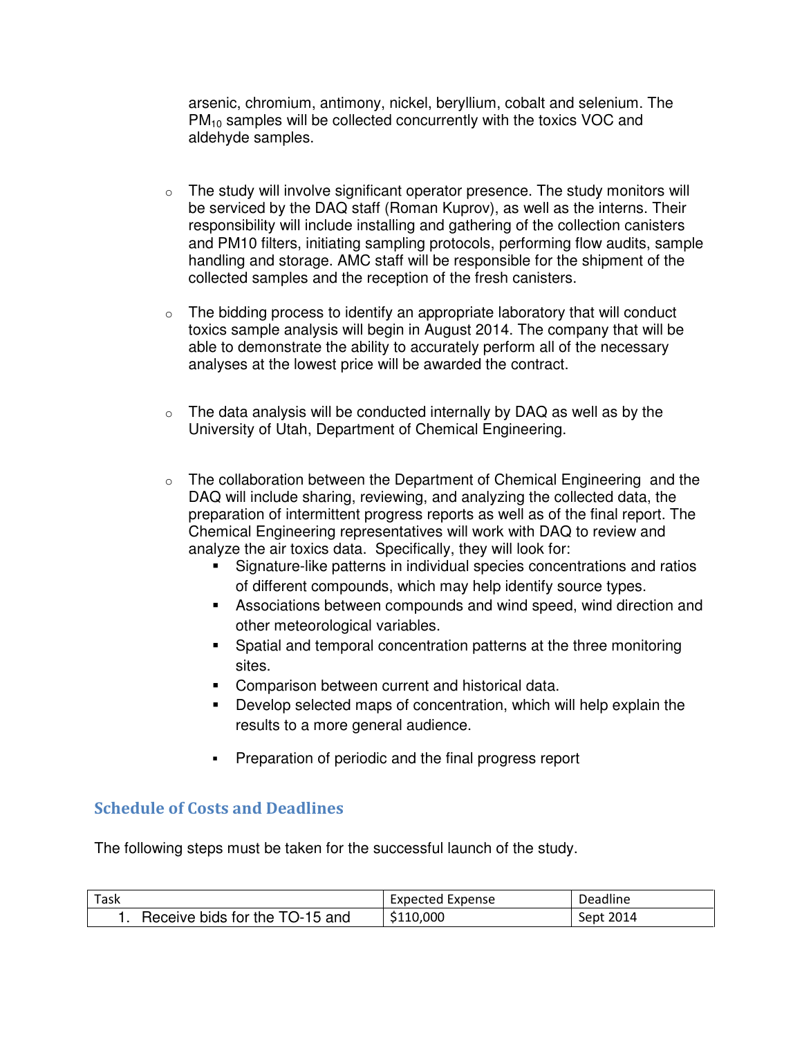arsenic, chromium, antimony, nickel, beryllium, cobalt and selenium. The $PM_{10}$ samples will be collected concurrently with the toxics VOC and aldehyde samples.

- The study will involve significant operator presence. The study monitors will be serviced by the DAQ staff (Roman Kuprov), as well as the interns. Their responsibility will include installing and gathering of the collection canisters and PM10 filters, initiating sampling protocols, performing flow audits, sample handling and storage. AMC staff will be responsible for the shipment of the collected samples and the reception of the fresh canisters.

- The bidding process to identify an appropriate laboratory that will conduct toxics sample analysis will begin in August 2014. The company that will be able to demonstrate the ability to accurately perform all of the necessary analyses at the lowest price will be awarded the contract.

- The data analysis will be conducted internally by DAQ as well as by the University of Utah, Department of Chemical Engineering.

- The collaboration between the Department of Chemical Engineering and the DAQ will include sharing, reviewing, and analyzing the collected data, the preparation of intermittent progress reports as well as of the final report. The Chemical Engineering representatives will work with DAQ to review and analyze the air toxics data. Specifically, they will look for:
  - Signature-like patterns in individual species concentrations and ratios of different compounds, which may help identify source types.
  - Associations between compounds and wind speed, wind direction and other meteorological variables.
  - Spatial and temporal concentration patterns at the three monitoring sites.
  - Comparison between current and historical data.
  - Develop selected maps of concentration, which will help explain the results to a more general audience.
  - Preparation of periodic and the final progress report

## Schedule of Costs and Deadlines

The following steps must be taken for the successful launch of the study.

| Task | Expected Expense | Deadline |
|---|---|---|
| 1. Receive bids for the TO-15 and | $110,000 | Sept 2014 |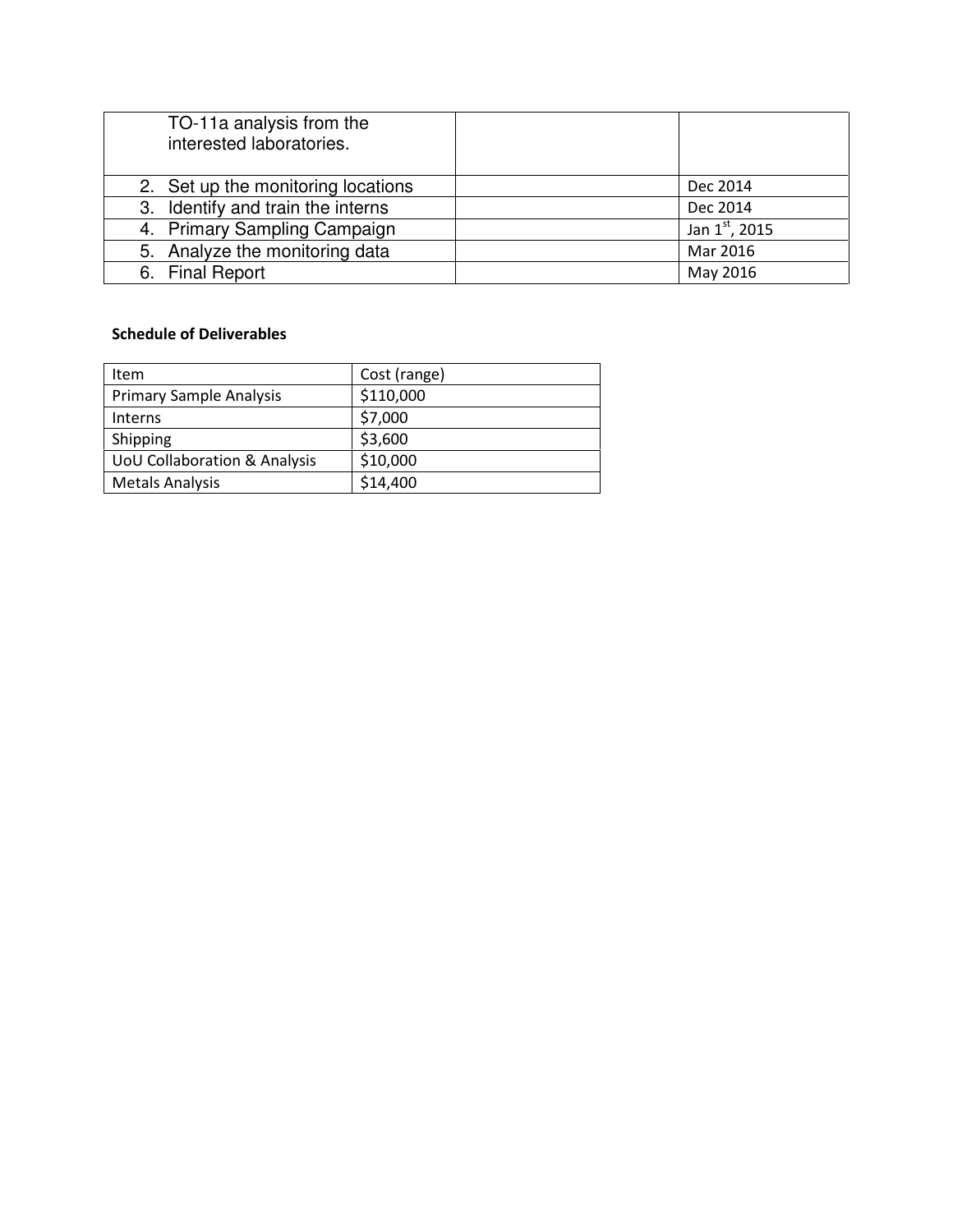| | | |
|---|---|---|
| TO-11a analysis from the interested laboratories. | | |
| 2. Set up the monitoring locations | | Dec 2014 |
| 3. Identify and train the interns | | Dec 2014 |
| 4. Primary Sampling Campaign | | Jan 1st, 2015 |
| 5. Analyze the monitoring data | | Mar 2016 |
| 6. Final Report | | May 2016 |

**Schedule of Deliverables**

| Item | Cost (range) |
|---|---|
| Primary Sample Analysis | $110,000 |
| Interns | $7,000 |
| Shipping | $3,600 |
| UoU Collaboration & Analysis | $10,000 |
| Metals Analysis | $14,400 |